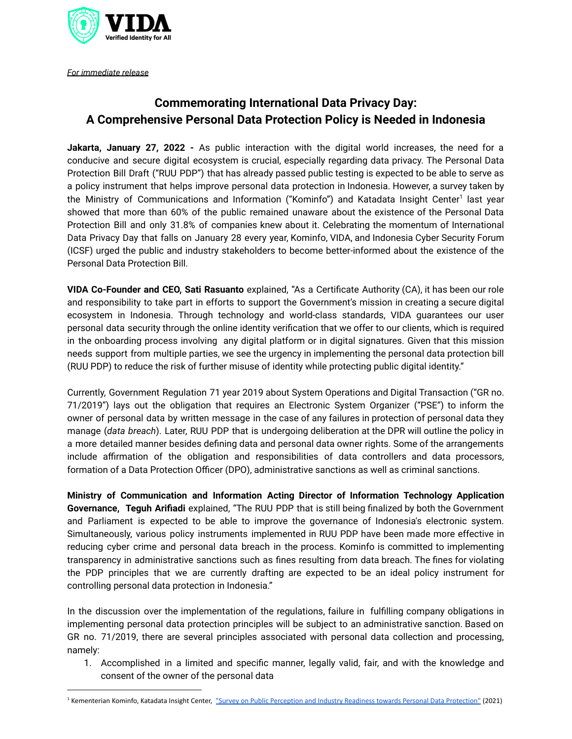*For immediate release*

# Commemorating International Data Privacy Day: A Comprehensive Personal Data Protection Policy is Needed in Indonesia

**Jakarta, January 27, 2022 -** As public interaction with the digital world increases, the need for a conducive and secure digital ecosystem is crucial, especially regarding data privacy. The Personal Data Protection Bill Draft ("RUU PDP") that has already passed public testing is expected to be able to serve as a policy instrument that helps improve personal data protection in Indonesia. However, a survey taken by the Ministry of Communications and Information ("Kominfo") and Katadata Insight Center[1] last year showed that more than 60% of the public remained unaware about the existence of the Personal Data Protection Bill and only 31.8% of companies knew about it. Celebrating the momentum of International Data Privacy Day that falls on January 28 every year, Kominfo, VIDA, and Indonesia Cyber Security Forum (ICSF) urged the public and industry stakeholders to become better-informed about the existence of the Personal Data Protection Bill.

**VIDA Co-Founder and CEO, Sati Rasuanto** explained, "As a Certificate Authority (CA), it has been our role and responsibility to take part in efforts to support the Government's mission in creating a secure digital ecosystem in Indonesia. Through technology and world-class standards, VIDA guarantees our user personal data security through the online identity verification that we offer to our clients, which is required in the onboarding process involving any digital platform or in digital signatures. Given that this mission needs support from multiple parties, we see the urgency in implementing the personal data protection bill (RUU PDP) to reduce the risk of further misuse of identity while protecting public digital identity."

Currently, Government Regulation 71 year 2019 about System Operations and Digital Transaction ("GR no. 71/2019") lays out the obligation that requires an Electronic System Organizer ("PSE") to inform the owner of personal data by written message in the case of any failures in protection of personal data they manage (*data breach*). Later, RUU PDP that is undergoing deliberation at the DPR will outline the policy in a more detailed manner besides defining data and personal data owner rights. Some of the arrangements include affirmation of the obligation and responsibilities of data controllers and data processors, formation of a Data Protection Officer (DPO), administrative sanctions as well as criminal sanctions.

**Ministry of Communication and Information Acting Director of Information Technology Application Governance, Teguh Arifiadi** explained, "The RUU PDP that is still being finalized by both the Government and Parliament is expected to be able to improve the governance of Indonesia's electronic system. Simultaneously, various policy instruments implemented in RUU PDP have been made more effective in reducing cyber crime and personal data breach in the process. Kominfo is committed to implementing transparency in administrative sanctions such as fines resulting from data breach. The fines for violating the PDP principles that we are currently drafting are expected to be an ideal policy instrument for controlling personal data protection in Indonesia."

In the discussion over the implementation of the regulations, failure in fulfilling company obligations in implementing personal data protection principles will be subject to an administrative sanction. Based on GR no. 71/2019, there are several principles associated with personal data collection and processing, namely:

1. Accomplished in a limited and specific manner, legally valid, fair, and with the knowledge and consent of the owner of the personal data

[1] Kementerian Kominfo, Katadata Insight Center, "Survey on Public Perception and Industry Readiness towards Personal Data Protection" (2021)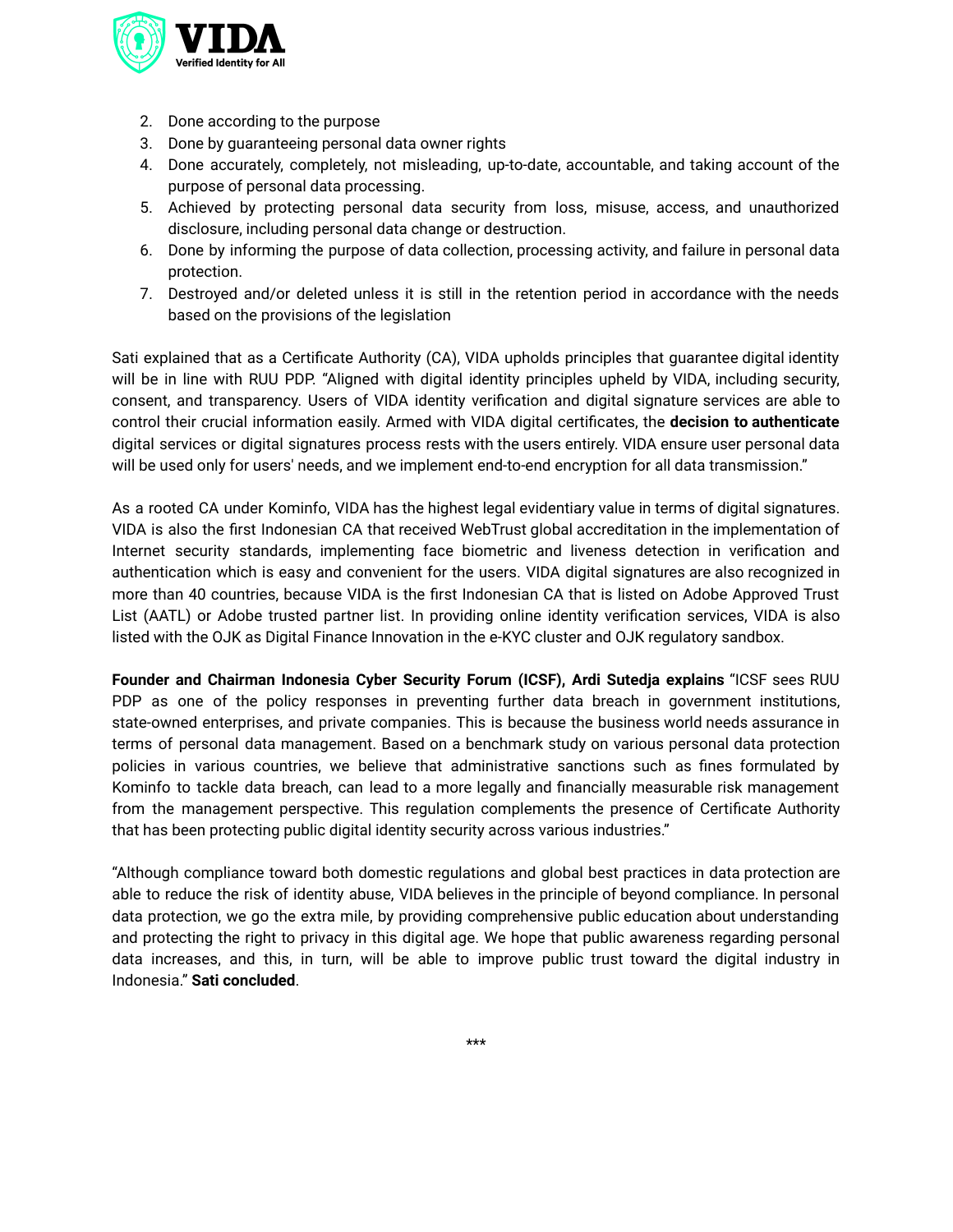2. Done according to the purpose
3. Done by guaranteeing personal data owner rights
4. Done accurately, completely, not misleading, up-to-date, accountable, and taking account of the purpose of personal data processing.
5. Achieved by protecting personal data security from loss, misuse, access, and unauthorized disclosure, including personal data change or destruction.
6. Done by informing the purpose of data collection, processing activity, and failure in personal data protection.
7. Destroyed and/or deleted unless it is still in the retention period in accordance with the needs based on the provisions of the legislation

Sati explained that as a Certificate Authority (CA), VIDA upholds principles that guarantee digital identity will be in line with RUU PDP. "Aligned with digital identity principles upheld by VIDA, including security, consent, and transparency. Users of VIDA identity verification and digital signature services are able to control their crucial information easily. Armed with VIDA digital certificates, the **decision to authenticate** digital services or digital signatures process rests with the users entirely. VIDA ensure user personal data will be used only for users' needs, and we implement end-to-end encryption for all data transmission."

As a rooted CA under Kominfo, VIDA has the highest legal evidentiary value in terms of digital signatures. VIDA is also the first Indonesian CA that received WebTrust global accreditation in the implementation of Internet security standards, implementing face biometric and liveness detection in verification and authentication which is easy and convenient for the users. VIDA digital signatures are also recognized in more than 40 countries, because VIDA is the first Indonesian CA that is listed on Adobe Approved Trust List (AATL) or Adobe trusted partner list. In providing online identity verification services, VIDA is also listed with the OJK as Digital Finance Innovation in the e-KYC cluster and OJK regulatory sandbox.

**Founder and Chairman Indonesia Cyber Security Forum (ICSF), Ardi Sutedja explains** "ICSF sees RUU PDP as one of the policy responses in preventing further data breach in government institutions, state-owned enterprises, and private companies. This is because the business world needs assurance in terms of personal data management. Based on a benchmark study on various personal data protection policies in various countries, we believe that administrative sanctions such as fines formulated by Kominfo to tackle data breach, can lead to a more legally and financially measurable risk management from the management perspective. This regulation complements the presence of Certificate Authority that has been protecting public digital identity security across various industries."

"Although compliance toward both domestic regulations and global best practices in data protection are able to reduce the risk of identity abuse, VIDA believes in the principle of beyond compliance. In personal data protection, we go the extra mile, by providing comprehensive public education about understanding and protecting the right to privacy in this digital age. We hope that public awareness regarding personal data increases, and this, in turn, will be able to improve public trust toward the digital industry in Indonesia." **Sati concluded**.

***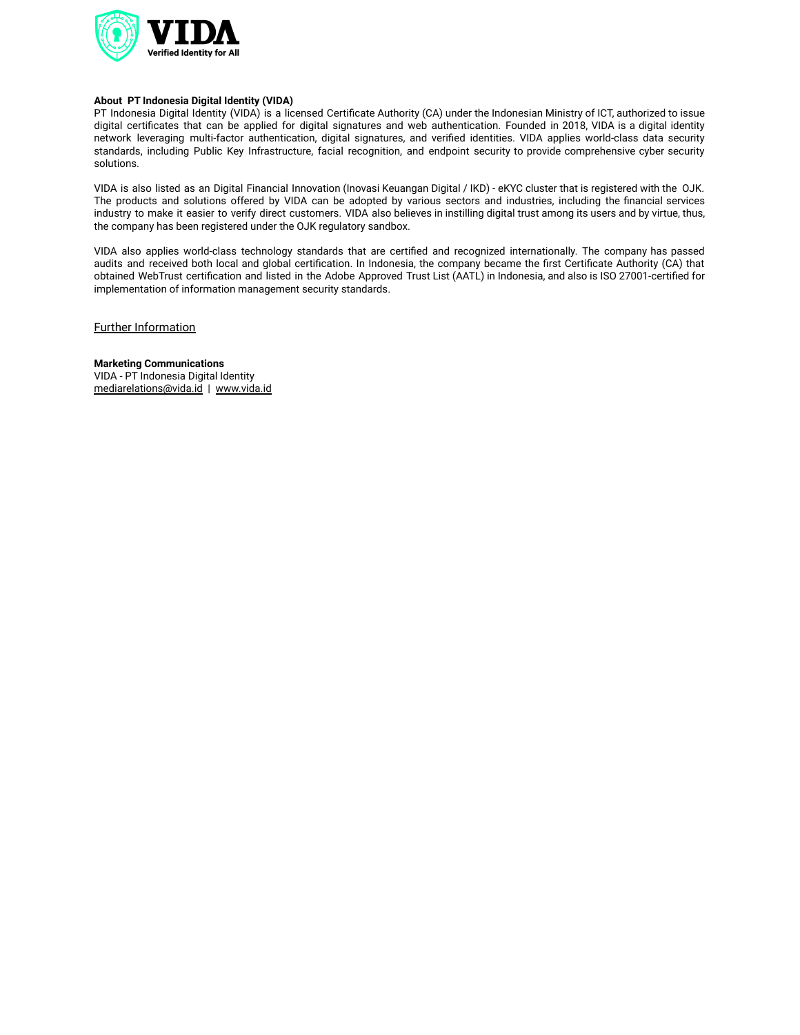**About  PT Indonesia Digital Identity (VIDA)**
PT Indonesia Digital Identity (VIDA) is a licensed Certificate Authority (CA) under the Indonesian Ministry of ICT, authorized to issue digital certificates that can be applied for digital signatures and web authentication. Founded in 2018, VIDA is a digital identity network leveraging multi-factor authentication, digital signatures, and verified identities. VIDA applies world-class data security standards, including Public Key Infrastructure, facial recognition, and endpoint security to provide comprehensive cyber security solutions.

VIDA is also listed as an Digital Financial Innovation (Inovasi Keuangan Digital / IKD) - eKYC cluster that is registered with the  OJK. The products and solutions offered by VIDA can be adopted by various sectors and industries, including the financial services industry to make it easier to verify direct customers. VIDA also believes in instilling digital trust among its users and by virtue, thus, the company has been registered under the OJK regulatory sandbox.

VIDA also applies world-class technology standards that are certified and recognized internationally. The company has passed audits and received both local and global certification. In Indonesia, the company became the first Certificate Authority (CA) that obtained WebTrust certification and listed in the Adobe Approved Trust List (AATL) in Indonesia, and also is ISO 27001-certified for implementation of information management security standards.

Further Information

**Marketing Communications**
VIDA - PT Indonesia Digital Identity
mediarelations@vida.id | www.vida.id